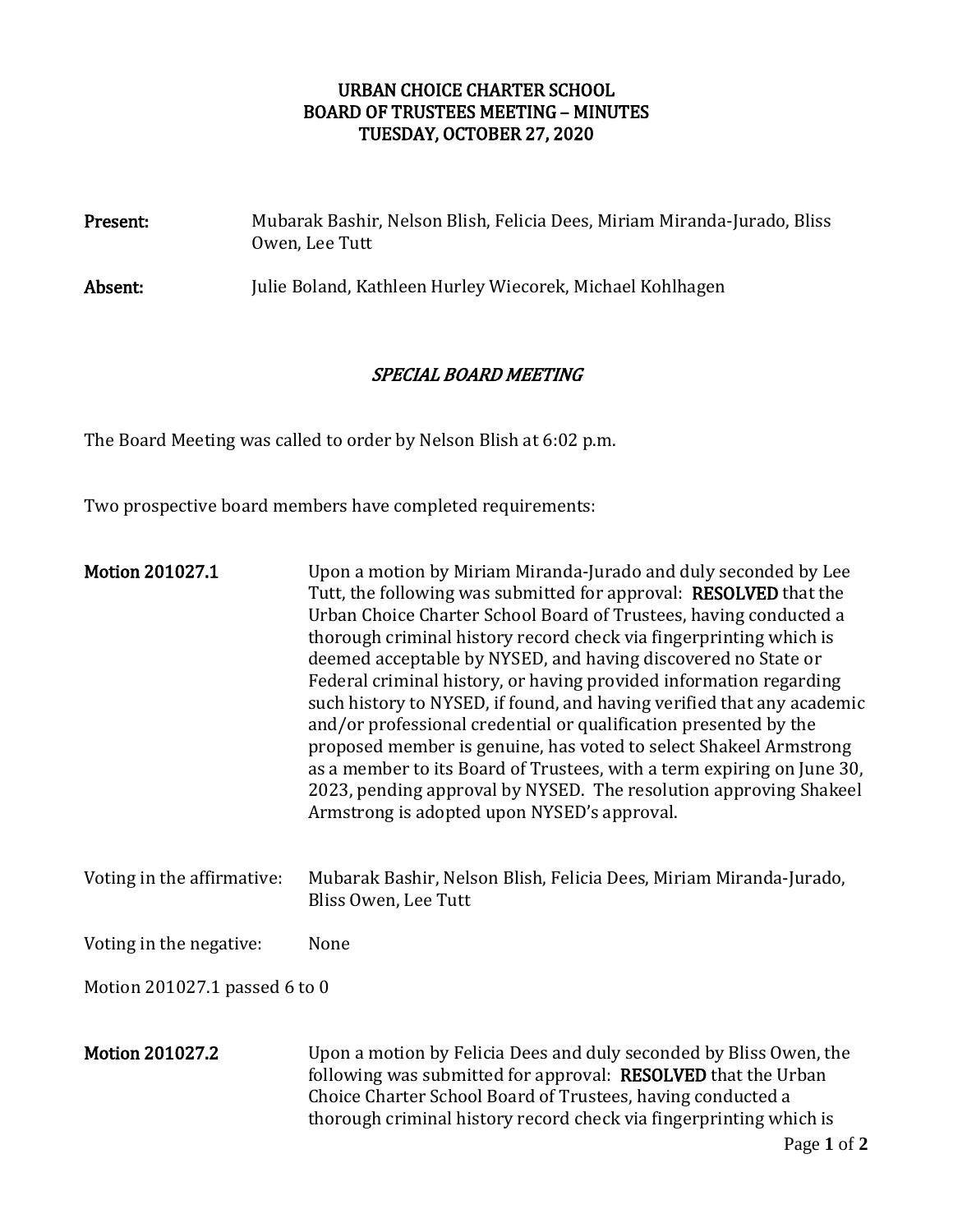# URBAN CHOICE CHARTER SCHOOL
## BOARD OF TRUSTEES MEETING – MINUTES
## TUESDAY, OCTOBER 27, 2020

**Present:** Mubarak Bashir, Nelson Blish, Felicia Dees, Miriam Miranda-Jurado, Bliss Owen, Lee Tutt

**Absent:** Julie Boland, Kathleen Hurley Wiecorek, Michael Kohlhagen

### *SPECIAL BOARD MEETING*

The Board Meeting was called to order by Nelson Blish at 6:02 p.m.

Two prospective board members have completed requirements:

**Motion 201027.1** Upon a motion by Miriam Miranda-Jurado and duly seconded by Lee Tutt, the following was submitted for approval: **RESOLVED** that the Urban Choice Charter School Board of Trustees, having conducted a thorough criminal history record check via fingerprinting which is deemed acceptable by NYSED, and having discovered no State or Federal criminal history, or having provided information regarding such history to NYSED, if found, and having verified that any academic and/or professional credential or qualification presented by the proposed member is genuine, has voted to select Shakeel Armstrong as a member to its Board of Trustees, with a term expiring on June 30, 2023, pending approval by NYSED. The resolution approving Shakeel Armstrong is adopted upon NYSED's approval.

Voting in the affirmative: Mubarak Bashir, Nelson Blish, Felicia Dees, Miriam Miranda-Jurado, Bliss Owen, Lee Tutt

Voting in the negative: None

Motion 201027.1 passed 6 to 0

**Motion 201027.2** Upon a motion by Felicia Dees and duly seconded by Bliss Owen, the following was submitted for approval: **RESOLVED** that the Urban Choice Charter School Board of Trustees, having conducted a thorough criminal history record check via fingerprinting which is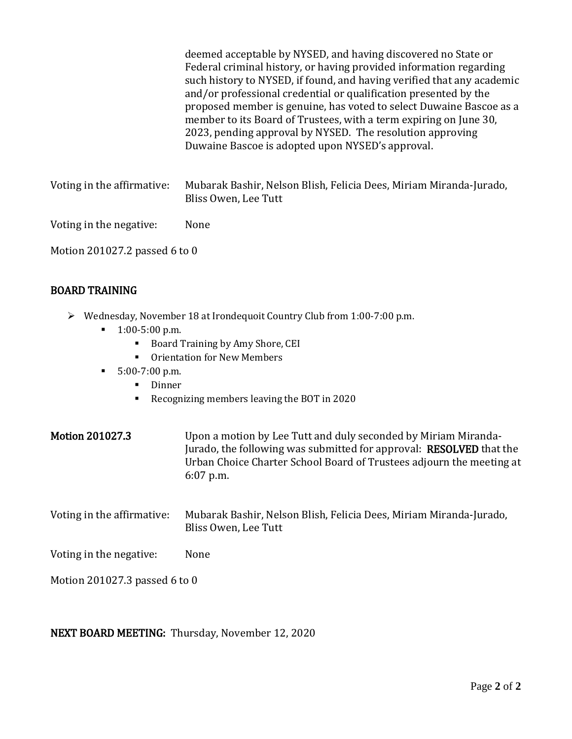deemed acceptable by NYSED, and having discovered no State or Federal criminal history, or having provided information regarding such history to NYSED, if found, and having verified that any academic and/or professional credential or qualification presented by the proposed member is genuine, has voted to select Duwaine Bascoe as a member to its Board of Trustees, with a term expiring on June 30, 2023, pending approval by NYSED. The resolution approving Duwaine Bascoe is adopted upon NYSED's approval.

Voting in the affirmative: Mubarak Bashir, Nelson Blish, Felicia Dees, Miriam Miranda-Jurado, Bliss Owen, Lee Tutt

Voting in the negative: None

Motion 201027.2 passed 6 to 0

## BOARD TRAINING

- Wednesday, November 18 at Irondequoit Country Club from 1:00-7:00 p.m.
  - 1:00-5:00 p.m.
    - Board Training by Amy Shore, CEI
    - Orientation for New Members
  - 5:00-7:00 p.m.
    - Dinner
    - Recognizing members leaving the BOT in 2020

**Motion 201027.3** Upon a motion by Lee Tutt and duly seconded by Miriam Miranda-Jurado, the following was submitted for approval: **RESOLVED** that the Urban Choice Charter School Board of Trustees adjourn the meeting at 6:07 p.m.

Voting in the affirmative: Mubarak Bashir, Nelson Blish, Felicia Dees, Miriam Miranda-Jurado, Bliss Owen, Lee Tutt

Voting in the negative: None

Motion 201027.3 passed 6 to 0

**NEXT BOARD MEETING:** Thursday, November 12, 2020